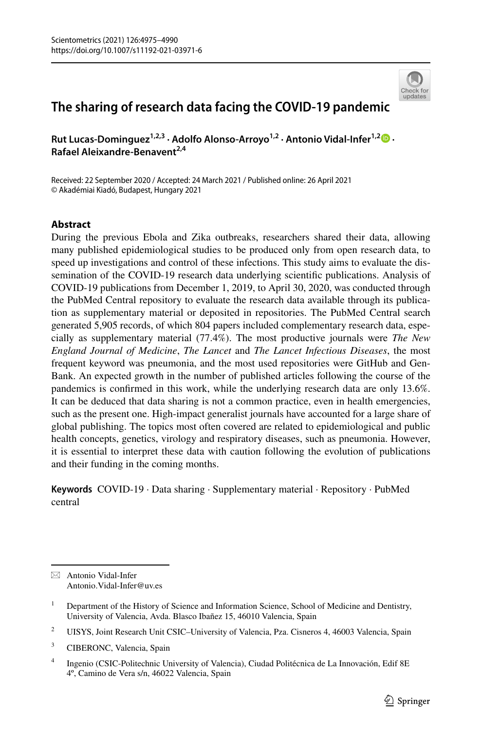# The sharing of research data facing the COVID-19 pandemic

**Rut Lucas-Dominguez**[1,2,3] **· Adolfo Alonso-Arroyo**[1,2] **· Antonio Vidal-Infer**[1,2] **· Rafael Aleixandre-Benavent**[2,4]

Received: 22 September 2020 / Accepted: 24 March 2021 / Published online: 26 April 2021
© Akadémiai Kiadó, Budapest, Hungary 2021

## Abstract

During the previous Ebola and Zika outbreaks, researchers shared their data, allowing many published epidemiological studies to be produced only from open research data, to speed up investigations and control of these infections. This study aims to evaluate the dissemination of the COVID-19 research data underlying scientific publications. Analysis of COVID-19 publications from December 1, 2019, to April 30, 2020, was conducted through the PubMed Central repository to evaluate the research data available through its publication as supplementary material or deposited in repositories. The PubMed Central search generated 5,905 records, of which 804 papers included complementary research data, especially as supplementary material (77.4%). The most productive journals were *The New England Journal of Medicine*, *The Lancet* and *The Lancet Infectious Diseases*, the most frequent keyword was pneumonia, and the most used repositories were GitHub and GenBank. An expected growth in the number of published articles following the course of the pandemics is confirmed in this work, while the underlying research data are only 13.6%. It can be deduced that data sharing is not a common practice, even in health emergencies, such as the present one. High-impact generalist journals have accounted for a large share of global publishing. The topics most often covered are related to epidemiological and public health concepts, genetics, virology and respiratory diseases, such as pneumonia. However, it is essential to interpret these data with caution following the evolution of publications and their funding in the coming months.

**Keywords** COVID-19 · Data sharing · Supplementary material · Repository · PubMed central

---

✉ Antonio Vidal-Infer
Antonio.Vidal-Infer@uv.es

[1] Department of the History of Science and Information Science, School of Medicine and Dentistry, University of Valencia, Avda. Blasco Ibañez 15, 46010 Valencia, Spain

[2] UISYS, Joint Research Unit CSIC–University of Valencia, Pza. Cisneros 4, 46003 Valencia, Spain

[3] CIBERONC, Valencia, Spain

[4] Ingenio (CSIC-Politechnic University of Valencia), Ciudad Politécnica de La Innovación, Edif 8E 4º, Camino de Vera s/n, 46022 Valencia, Spain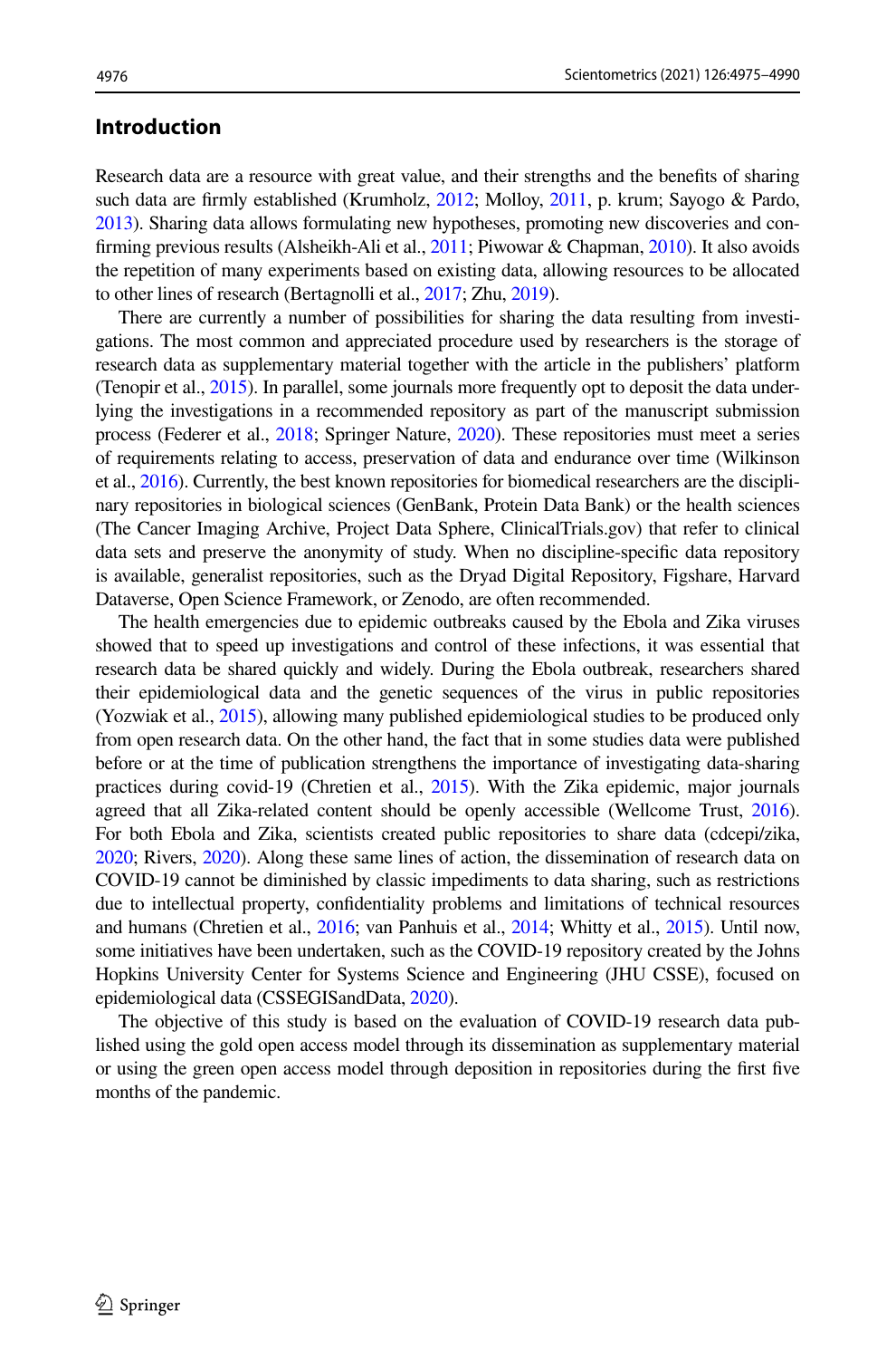## Introduction

Research data are a resource with great value, and their strengths and the benefits of sharing such data are firmly established (Krumholz, 2012; Molloy, 2011, p. krum; Sayogo & Pardo, 2013). Sharing data allows formulating new hypotheses, promoting new discoveries and confirming previous results (Alsheikh-Ali et al., 2011; Piwowar & Chapman, 2010). It also avoids the repetition of many experiments based on existing data, allowing resources to be allocated to other lines of research (Bertagnolli et al., 2017; Zhu, 2019).

There are currently a number of possibilities for sharing the data resulting from investigations. The most common and appreciated procedure used by researchers is the storage of research data as supplementary material together with the article in the publishers' platform (Tenopir et al., 2015). In parallel, some journals more frequently opt to deposit the data underlying the investigations in a recommended repository as part of the manuscript submission process (Federer et al., 2018; Springer Nature, 2020). These repositories must meet a series of requirements relating to access, preservation of data and endurance over time (Wilkinson et al., 2016). Currently, the best known repositories for biomedical researchers are the disciplinary repositories in biological sciences (GenBank, Protein Data Bank) or the health sciences (The Cancer Imaging Archive, Project Data Sphere, ClinicalTrials.gov) that refer to clinical data sets and preserve the anonymity of study. When no discipline-specific data repository is available, generalist repositories, such as the Dryad Digital Repository, Figshare, Harvard Dataverse, Open Science Framework, or Zenodo, are often recommended.

The health emergencies due to epidemic outbreaks caused by the Ebola and Zika viruses showed that to speed up investigations and control of these infections, it was essential that research data be shared quickly and widely. During the Ebola outbreak, researchers shared their epidemiological data and the genetic sequences of the virus in public repositories (Yozwiak et al., 2015), allowing many published epidemiological studies to be produced only from open research data. On the other hand, the fact that in some studies data were published before or at the time of publication strengthens the importance of investigating data-sharing practices during covid-19 (Chretien et al., 2015). With the Zika epidemic, major journals agreed that all Zika-related content should be openly accessible (Wellcome Trust, 2016). For both Ebola and Zika, scientists created public repositories to share data (cdcepi/zika, 2020; Rivers, 2020). Along these same lines of action, the dissemination of research data on COVID-19 cannot be diminished by classic impediments to data sharing, such as restrictions due to intellectual property, confidentiality problems and limitations of technical resources and humans (Chretien et al., 2016; van Panhuis et al., 2014; Whitty et al., 2015). Until now, some initiatives have been undertaken, such as the COVID-19 repository created by the Johns Hopkins University Center for Systems Science and Engineering (JHU CSSE), focused on epidemiological data (CSSEGISandData, 2020).

The objective of this study is based on the evaluation of COVID-19 research data published using the gold open access model through its dissemination as supplementary material or using the green open access model through deposition in repositories during the first five months of the pandemic.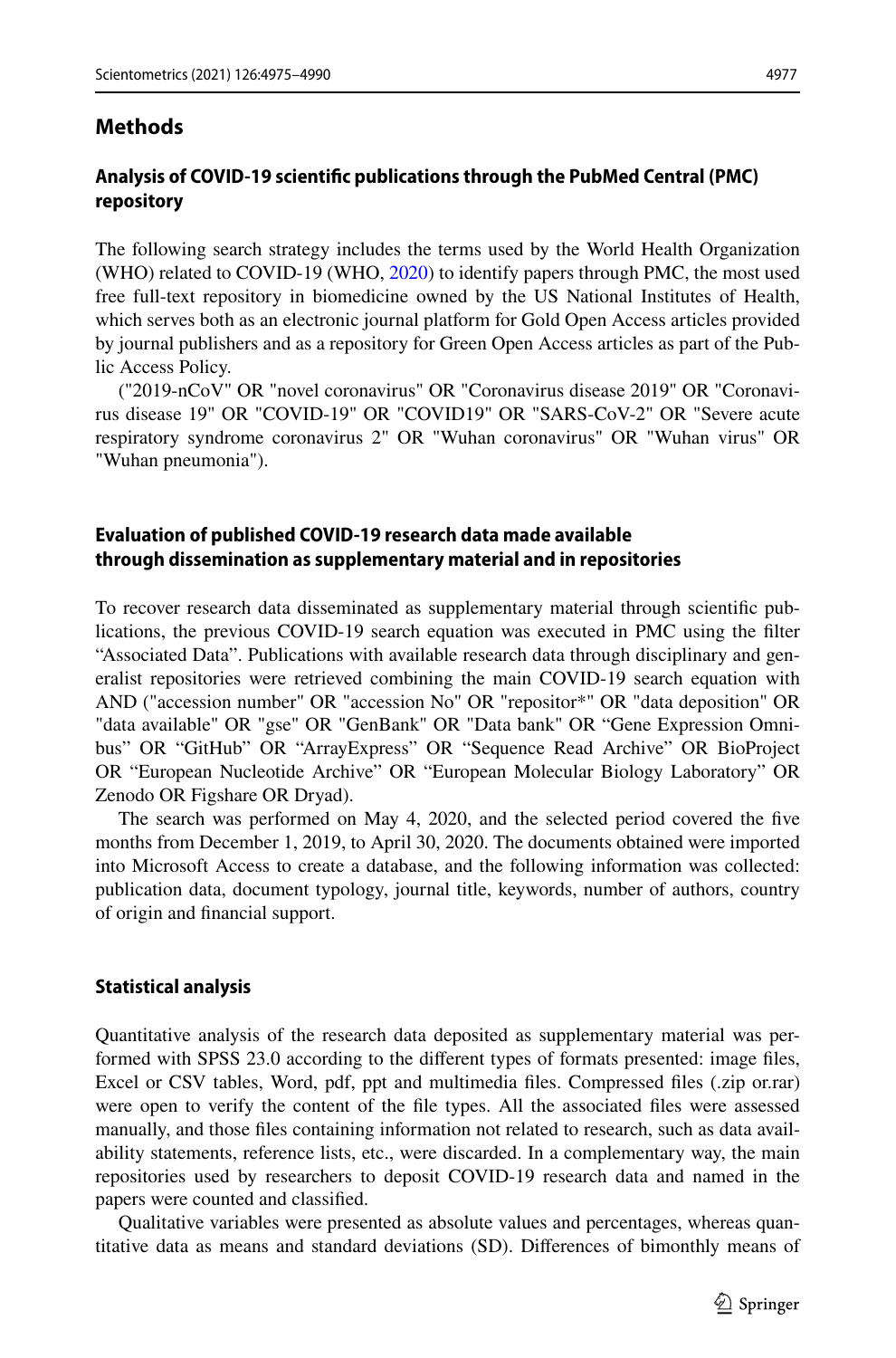## Methods

### Analysis of COVID-19 scientific publications through the PubMed Central (PMC) repository

The following search strategy includes the terms used by the World Health Organization (WHO) related to COVID-19 (WHO, 2020) to identify papers through PMC, the most used free full-text repository in biomedicine owned by the US National Institutes of Health, which serves both as an electronic journal platform for Gold Open Access articles provided by journal publishers and as a repository for Green Open Access articles as part of the Public Access Policy.

("2019-nCoV" OR "novel coronavirus" OR "Coronavirus disease 2019" OR "Coronavirus disease 19" OR "COVID-19" OR "COVID19" OR "SARS-CoV-2" OR "Severe acute respiratory syndrome coronavirus 2" OR "Wuhan coronavirus" OR "Wuhan virus" OR "Wuhan pneumonia").

### Evaluation of published COVID-19 research data made available through dissemination as supplementary material and in repositories

To recover research data disseminated as supplementary material through scientific publications, the previous COVID-19 search equation was executed in PMC using the filter "Associated Data". Publications with available research data through disciplinary and generalist repositories were retrieved combining the main COVID-19 search equation with AND ("accession number" OR "accession No" OR "repositor*" OR "data deposition" OR "data available" OR "gse" OR "GenBank" OR "Data bank" OR "Gene Expression Omnibus" OR "GitHub" OR "ArrayExpress" OR "Sequence Read Archive" OR BioProject OR "European Nucleotide Archive" OR "European Molecular Biology Laboratory" OR Zenodo OR Figshare OR Dryad).

The search was performed on May 4, 2020, and the selected period covered the five months from December 1, 2019, to April 30, 2020. The documents obtained were imported into Microsoft Access to create a database, and the following information was collected: publication data, document typology, journal title, keywords, number of authors, country of origin and financial support.

### Statistical analysis

Quantitative analysis of the research data deposited as supplementary material was performed with SPSS 23.0 according to the different types of formats presented: image files, Excel or CSV tables, Word, pdf, ppt and multimedia files. Compressed files (.zip or.rar) were open to verify the content of the file types. All the associated files were assessed manually, and those files containing information not related to research, such as data availability statements, reference lists, etc., were discarded. In a complementary way, the main repositories used by researchers to deposit COVID-19 research data and named in the papers were counted and classified.

Qualitative variables were presented as absolute values and percentages, whereas quantitative data as means and standard deviations (SD). Differences of bimonthly means of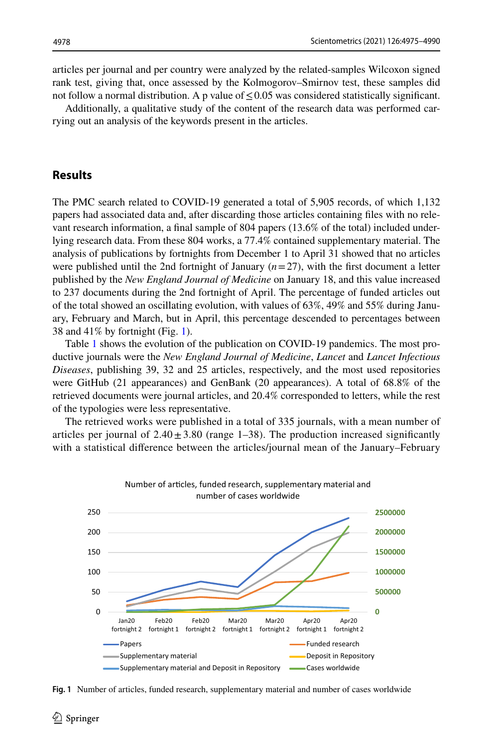articles per journal and per country were analyzed by the related-samples Wilcoxon signed rank test, giving that, once assessed by the Kolmogorov–Smirnov test, these samples did not follow a normal distribution. A p value of $\leq 0.05$ was considered statistically significant.

Additionally, a qualitative study of the content of the research data was performed carrying out an analysis of the keywords present in the articles.

## Results

The PMC search related to COVID-19 generated a total of 5,905 records, of which 1,132 papers had associated data and, after discarding those articles containing files with no relevant research information, a final sample of 804 papers (13.6% of the total) included underlying research data. From these 804 works, a 77.4% contained supplementary material. The analysis of publications by fortnights from December 1 to April 31 showed that no articles were published until the 2nd fortnight of January ($n = 27$), with the first document a letter published by the *New England Journal of Medicine* on January 18, and this value increased to 237 documents during the 2nd fortnight of April. The percentage of funded articles out of the total showed an oscillating evolution, with values of 63%, 49% and 55% during January, February and March, but in April, this percentage descended to percentages between 38 and 41% by fortnight (Fig. 1).

Table 1 shows the evolution of the publication on COVID-19 pandemics. The most productive journals were the *New England Journal of Medicine*, *Lancet* and *Lancet Infectious Diseases*, publishing 39, 32 and 25 articles, respectively, and the most used repositories were GitHub (21 appearances) and GenBank (20 appearances). A total of 68.8% of the retrieved documents were journal articles, and 20.4% corresponded to letters, while the rest of the typologies were less representative.

The retrieved works were published in a total of 335 journals, with a mean number of articles per journal of $2.40 \pm 3.80$ (range 1–38). The production increased significantly with a statistical difference between the articles/journal mean of the January–February

**Fig. 1** Number of articles, funded research, supplementary material and number of cases worldwide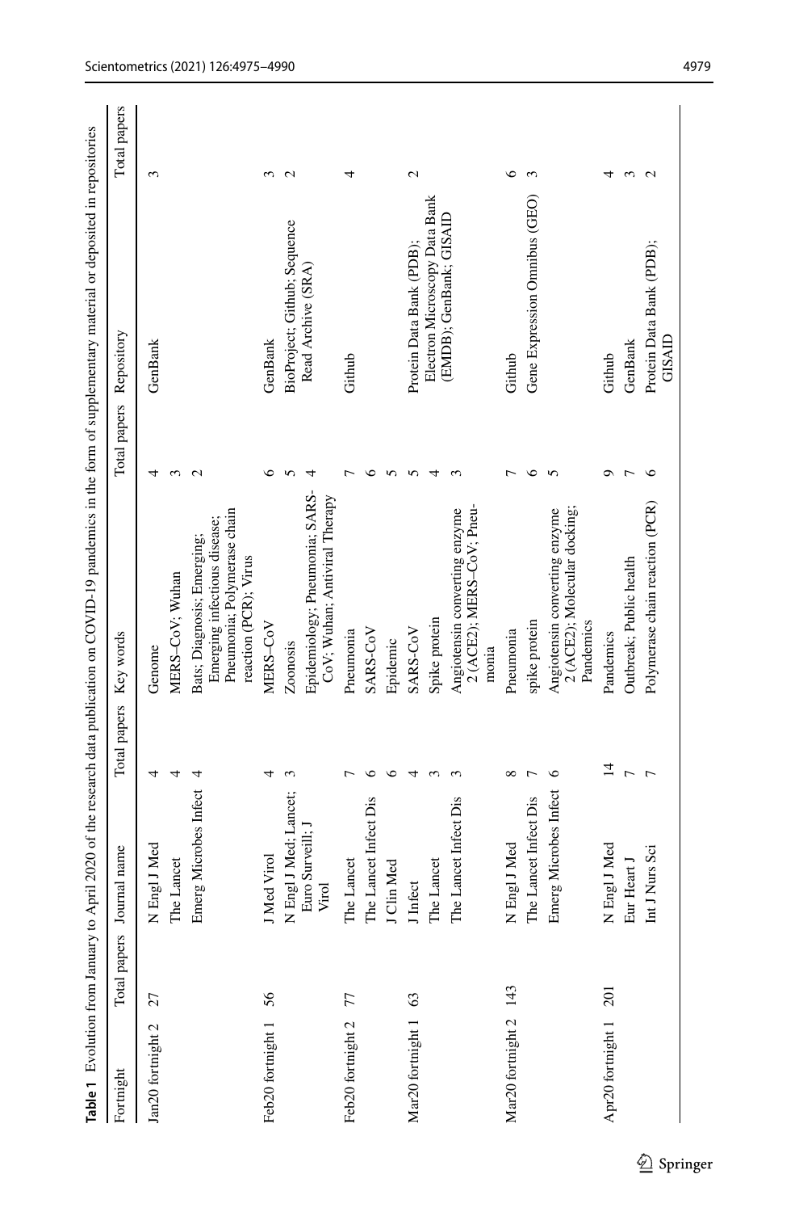**Table 1** Evolution from January to April 2020 of the research data publication on COVID-19 pandemics in the form of supplementary material or deposited in repositories

| Fortnight | Total papers | Journal name | Total papers | Key words | Total papers | Repository | Total papers |
|---|---|---|---|---|---|---|---|
| Jan20 fortnight 2 | 27 | N Engl J Med | 4 | Genome | 4 | GenBank | 3 |
| | | The Lancet | 4 | MERS–CoV; Wuhan | 3 | | |
| | | Emerg Microbes Infect | 4 | Bats; Diagnosis; Emerging; Emerging infectious disease; Pneumonia; Polymerase chain reaction (PCR); Virus | 2 | | |
| Feb20 fortnight 1 | 56 | J Med Virol | 4 | MERS–CoV | 6 | GenBank | 3 |
| | | N Engl J Med; Lancet; Euro Surveill; J Virol | 3 | Zoonosis | 5 | BioProject; Github; Sequence Read Archive (SRA) | 2 |
| | | | | Epidemiology; Pneumonia; SARS-CoV; Wuhan; Antiviral Therapy | 4 | | |
| Feb20 fortnight 2 | 77 | The Lancet | 7 | Pneumonia | 7 | Github | 4 |
| | | The Lancet Infect Dis | 6 | SARS-CoV | 6 | | |
| | | J Clin Med | 6 | Epidemic | 5 | | |
| Mar20 fortnight 1 | 63 | J Infect | 4 | SARS-CoV | 5 | Protein Data Bank (PDB); Electron Microscopy Data Bank (EMDB); GenBank; GISAID | 2 |
| | | The Lancet | 3 | Spike protein | 4 | | |
| | | The Lancet Infect Dis | 3 | Angiotensin converting enzyme 2 (ACE2); MERS–CoV; Pneumonia | 3 | | |
| Mar20 fortnight 2 | 143 | N Engl J Med | 8 | Pneumonia | 7 | Github | 6 |
| | | The Lancet Infect Dis | 7 | spike protein | 6 | Gene Expression Omnibus (GEO) | 3 |
| | | Emerg Microbes Infect | 6 | Angiotensin converting enzyme 2 (ACE2); Molecular docking; Pandemics | 5 | | |
| Apr20 fortnight 1 | 201 | N Engl J Med | 14 | Pandemics | 9 | Github | 4 |
| | | Eur Heart J | 7 | Outbreak; Public health | 7 | GenBank | 3 |
| | | Int J Nurs Sci | 7 | Polymerase chain reaction (PCR) | 6 | Protein Data Bank (PDB); GISAID | 2 |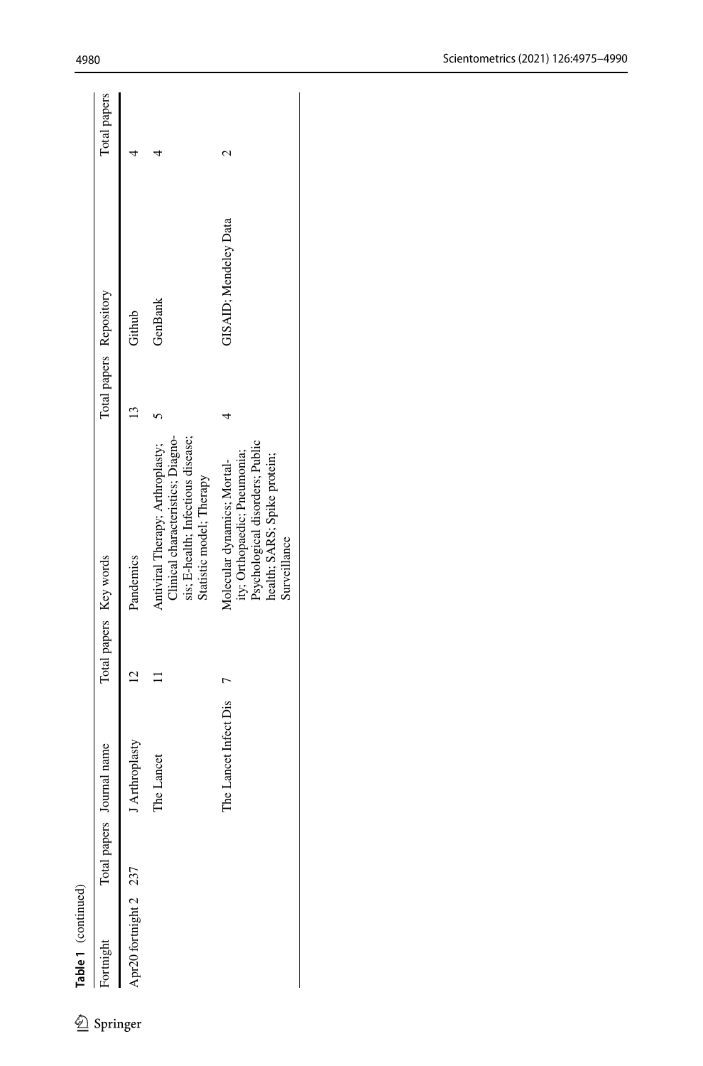**Table 1** (continued)

| Fortnight | Total papers | Journal name | Total papers | Key words | Total papers | Repository | Total papers |
|---|---|---|---|---|---|---|---|
| Apr20 fortnight 2 | 237 | J Arthroplasty | 12 | Pandemics | 13 | Github | 4 |
| | | The Lancet | 11 | Antiviral Therapy; Arthroplasty; Clinical characteristics; Diagnosis; E-health; Infectious disease; Statistic model; Therapy | 5 | GenBank | 4 |
| | | The Lancet Infect Dis | 7 | Molecular dynamics; Mortality; Orthopaedic; Pneumonia; Psychological disorders; Public health; SARS; Spike protein; Surveillance | 4 | GISAID; Mendeley Data | 2 |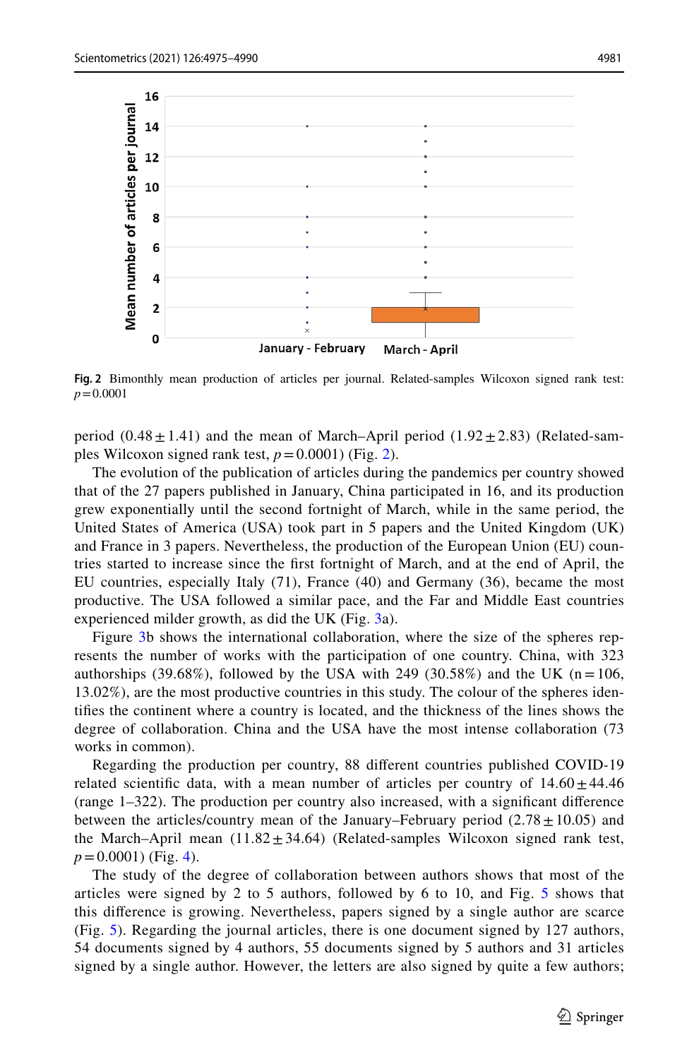**Fig. 2** Bimonthly mean production of articles per journal. Related-samples Wilcoxon signed rank test: $p = 0.0001$

period ($0.48 \pm 1.41$) and the mean of March–April period ($1.92 \pm 2.83$) (Related-samples Wilcoxon signed rank test, $p = 0.0001$) (Fig. 2).

The evolution of the publication of articles during the pandemics per country showed that of the 27 papers published in January, China participated in 16, and its production grew exponentially until the second fortnight of March, while in the same period, the United States of America (USA) took part in 5 papers and the United Kingdom (UK) and France in 3 papers. Nevertheless, the production of the European Union (EU) countries started to increase since the first fortnight of March, and at the end of April, the EU countries, especially Italy (71), France (40) and Germany (36), became the most productive. The USA followed a similar pace, and the Far and Middle East countries experienced milder growth, as did the UK (Fig. 3a).

Figure 3b shows the international collaboration, where the size of the spheres represents the number of works with the participation of one country. China, with 323 authorships (39.68%), followed by the USA with 249 (30.58%) and the UK ($n = 106$, 13.02%), are the most productive countries in this study. The colour of the spheres identifies the continent where a country is located, and the thickness of the lines shows the degree of collaboration. China and the USA have the most intense collaboration (73 works in common).

Regarding the production per country, 88 different countries published COVID-19 related scientific data, with a mean number of articles per country of $14.60 \pm 44.46$ (range 1–322). The production per country also increased, with a significant difference between the articles/country mean of the January–February period ($2.78 \pm 10.05$) and the March–April mean ($11.82 \pm 34.64$) (Related-samples Wilcoxon signed rank test, $p = 0.0001$) (Fig. 4).

The study of the degree of collaboration between authors shows that most of the articles were signed by 2 to 5 authors, followed by 6 to 10, and Fig. 5 shows that this difference is growing. Nevertheless, papers signed by a single author are scarce (Fig. 5). Regarding the journal articles, there is one document signed by 127 authors, 54 documents signed by 4 authors, 55 documents signed by 5 authors and 31 articles signed by a single author. However, the letters are also signed by quite a few authors;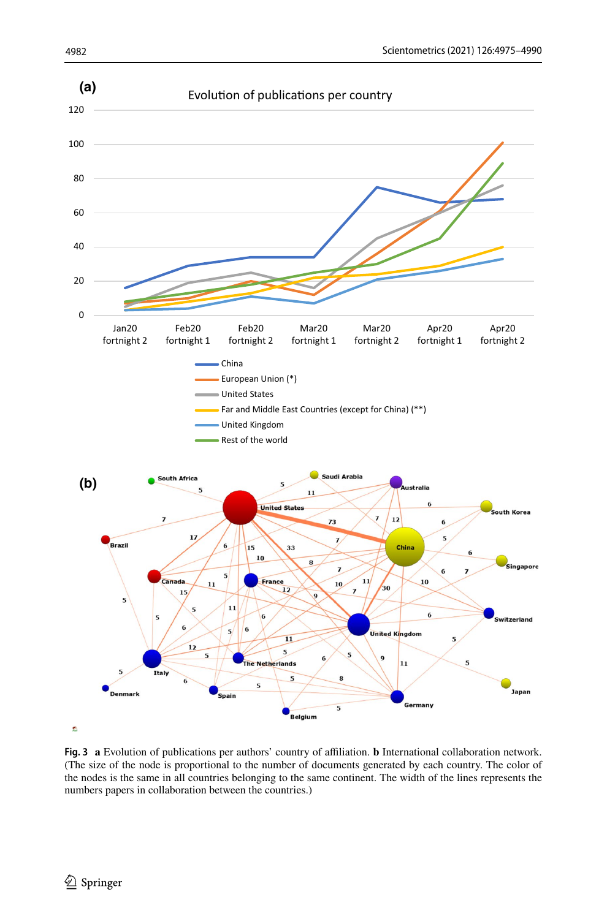**Fig. 3** **a** Evolution of publications per authors' country of affiliation. **b** International collaboration network. (The size of the node is proportional to the number of documents generated by each country. The color of the nodes is the same in all countries belonging to the same continent. The width of the lines represents the numbers papers in collaboration between the countries.)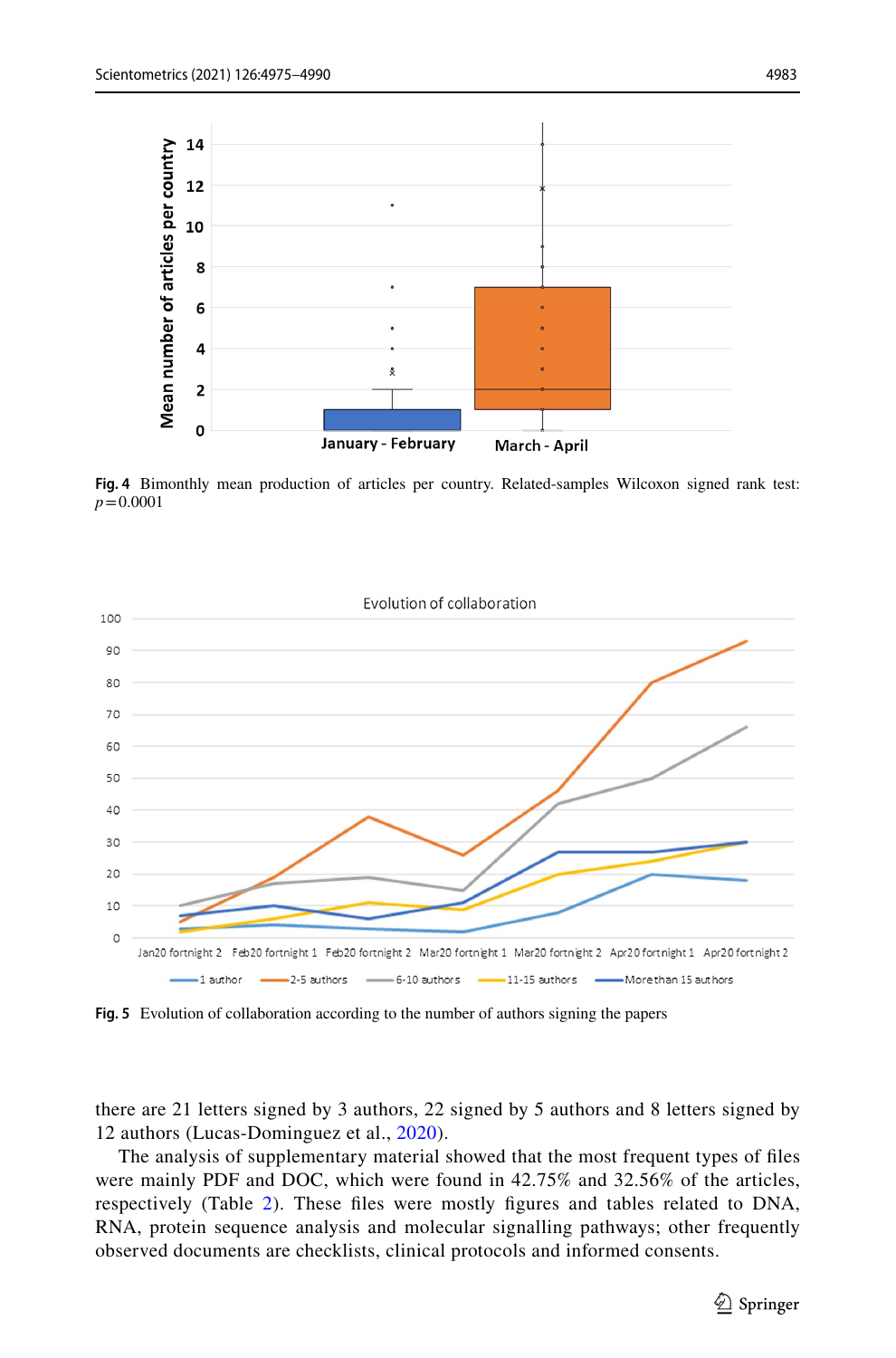**Fig. 4** Bimonthly mean production of articles per country. Related-samples Wilcoxon signed rank test: $p = 0.0001$

**Fig. 5** Evolution of collaboration according to the number of authors signing the papers

there are 21 letters signed by 3 authors, 22 signed by 5 authors and 8 letters signed by 12 authors (Lucas-Dominguez et al., 2020).

The analysis of supplementary material showed that the most frequent types of files were mainly PDF and DOC, which were found in 42.75% and 32.56% of the articles, respectively (Table 2). These files were mostly figures and tables related to DNA, RNA, protein sequence analysis and molecular signalling pathways; other frequently observed documents are checklists, clinical protocols and informed consents.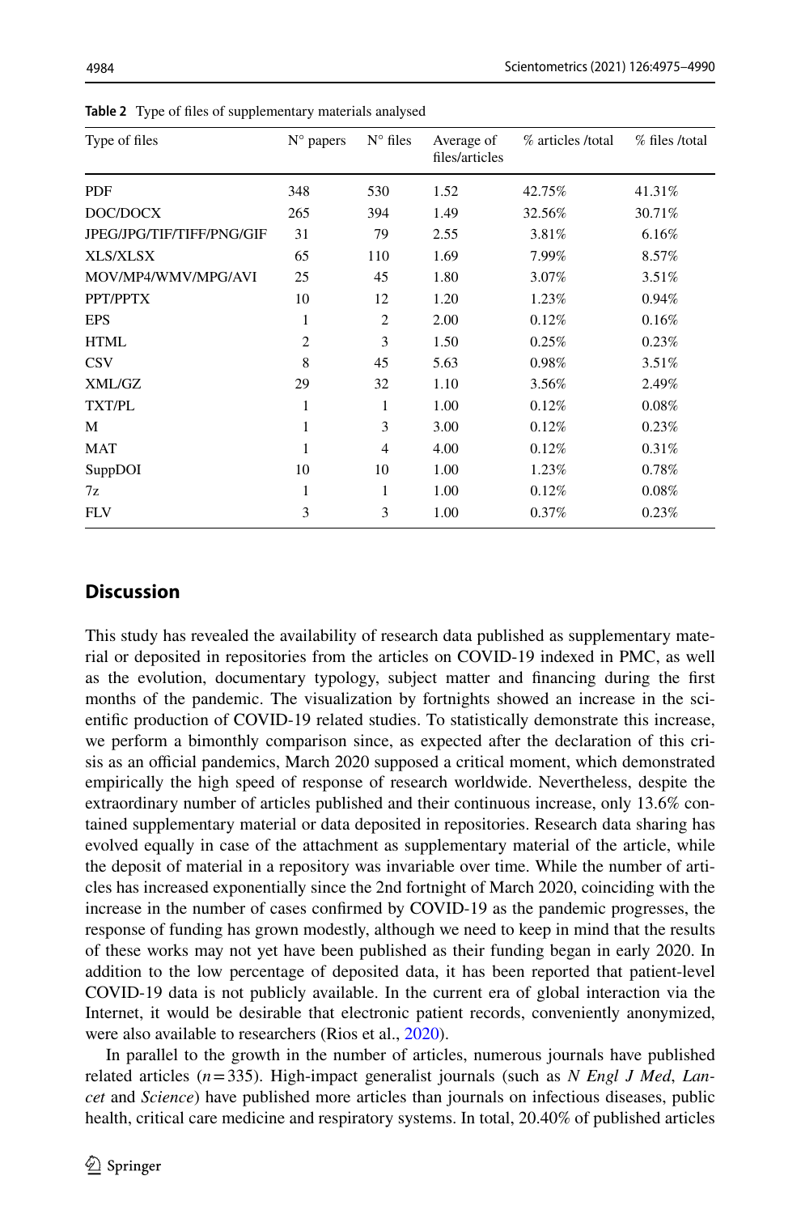**Table 2** Type of files of supplementary materials analysed

| Type of files | N° papers | N° files | Average of files/articles | % articles /total | % files /total |
|---|---|---|---|---|---|
| PDF | 348 | 530 | 1.52 | 42.75% | 41.31% |
| DOC/DOCX | 265 | 394 | 1.49 | 32.56% | 30.71% |
| JPEG/JPG/TIF/TIFF/PNG/GIF | 31 | 79 | 2.55 | 3.81% | 6.16% |
| XLS/XLSX | 65 | 110 | 1.69 | 7.99% | 8.57% |
| MOV/MP4/WMV/MPG/AVI | 25 | 45 | 1.80 | 3.07% | 3.51% |
| PPT/PPTX | 10 | 12 | 1.20 | 1.23% | 0.94% |
| EPS | 1 | 2 | 2.00 | 0.12% | 0.16% |
| HTML | 2 | 3 | 1.50 | 0.25% | 0.23% |
| CSV | 8 | 45 | 5.63 | 0.98% | 3.51% |
| XML/GZ | 29 | 32 | 1.10 | 3.56% | 2.49% |
| TXT/PL | 1 | 1 | 1.00 | 0.12% | 0.08% |
| M | 1 | 3 | 3.00 | 0.12% | 0.23% |
| MAT | 1 | 4 | 4.00 | 0.12% | 0.31% |
| SuppDOI | 10 | 10 | 1.00 | 1.23% | 0.78% |
| 7z | 1 | 1 | 1.00 | 0.12% | 0.08% |
| FLV | 3 | 3 | 1.00 | 0.37% | 0.23% |

## Discussion

This study has revealed the availability of research data published as supplementary material or deposited in repositories from the articles on COVID-19 indexed in PMC, as well as the evolution, documentary typology, subject matter and financing during the first months of the pandemic. The visualization by fortnights showed an increase in the scientific production of COVID-19 related studies. To statistically demonstrate this increase, we perform a bimonthly comparison since, as expected after the declaration of this crisis as an official pandemics, March 2020 supposed a critical moment, which demonstrated empirically the high speed of response of research worldwide. Nevertheless, despite the extraordinary number of articles published and their continuous increase, only 13.6% contained supplementary material or data deposited in repositories. Research data sharing has evolved equally in case of the attachment as supplementary material of the article, while the deposit of material in a repository was invariable over time. While the number of articles has increased exponentially since the 2nd fortnight of March 2020, coinciding with the increase in the number of cases confirmed by COVID-19 as the pandemic progresses, the response of funding has grown modestly, although we need to keep in mind that the results of these works may not yet have been published as their funding began in early 2020. In addition to the low percentage of deposited data, it has been reported that patient-level COVID-19 data is not publicly available. In the current era of global interaction via the Internet, it would be desirable that electronic patient records, conveniently anonymized, were also available to researchers (Rios et al., 2020).

In parallel to the growth in the number of articles, numerous journals have published related articles ($n = 335$). High-impact generalist journals (such as *N Engl J Med*, *Lancet* and *Science*) have published more articles than journals on infectious diseases, public health, critical care medicine and respiratory systems. In total, 20.40% of published articles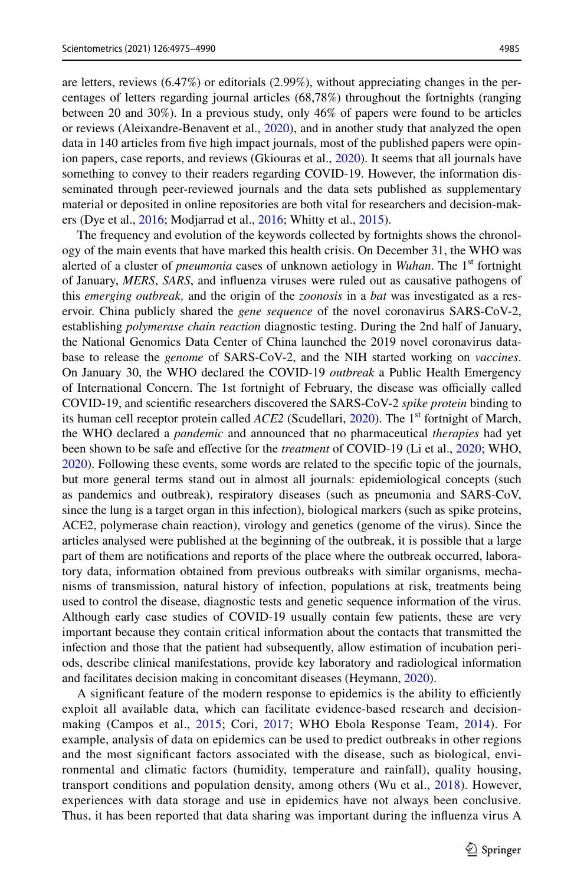are letters, reviews (6.47%) or editorials (2.99%), without appreciating changes in the percentages of letters regarding journal articles (68,78%) throughout the fortnights (ranging between 20 and 30%). In a previous study, only 46% of papers were found to be articles or reviews (Aleixandre-Benavent et al., 2020), and in another study that analyzed the open data in 140 articles from five high impact journals, most of the published papers were opinion papers, case reports, and reviews (Gkiouras et al., 2020). It seems that all journals have something to convey to their readers regarding COVID-19. However, the information disseminated through peer-reviewed journals and the data sets published as supplementary material or deposited in online repositories are both vital for researchers and decision-makers (Dye et al., 2016; Modjarrad et al., 2016; Whitty et al., 2015).

The frequency and evolution of the keywords collected by fortnights shows the chronology of the main events that have marked this health crisis. On December 31, the WHO was alerted of a cluster of *pneumonia* cases of unknown aetiology in *Wuhan*. The 1st fortnight of January, *MERS*, *SARS*, and influenza viruses were ruled out as causative pathogens of this *emerging outbreak,* and the origin of the *zoonosis* in a *bat* was investigated as a reservoir. China publicly shared the *gene sequence* of the novel coronavirus SARS-CoV-2, establishing *polymerase chain reaction* diagnostic testing. During the 2nd half of January, the National Genomics Data Center of China launched the 2019 novel coronavirus database to release the *genome* of SARS-CoV-2, and the NIH started working on *vaccines*. On January 30, the WHO declared the COVID-19 *outbreak* a Public Health Emergency of International Concern. The 1st fortnight of February, the disease was officially called COVID-19, and scientific researchers discovered the SARS-CoV-2 *spike protein* binding to its human cell receptor protein called *ACE2* (Scudellari, 2020). The 1st fortnight of March, the WHO declared a *pandemic* and announced that no pharmaceutical *therapies* had yet been shown to be safe and effective for the *treatment* of COVID-19 (Li et al., 2020; WHO, 2020). Following these events, some words are related to the specific topic of the journals, but more general terms stand out in almost all journals: epidemiological concepts (such as pandemics and outbreak), respiratory diseases (such as pneumonia and SARS-CoV, since the lung is a target organ in this infection), biological markers (such as spike proteins, ACE2, polymerase chain reaction), virology and genetics (genome of the virus). Since the articles analysed were published at the beginning of the outbreak, it is possible that a large part of them are notifications and reports of the place where the outbreak occurred, laboratory data, information obtained from previous outbreaks with similar organisms, mechanisms of transmission, natural history of infection, populations at risk, treatments being used to control the disease, diagnostic tests and genetic sequence information of the virus. Although early case studies of COVID-19 usually contain few patients, these are very important because they contain critical information about the contacts that transmitted the infection and those that the patient had subsequently, allow estimation of incubation periods, describe clinical manifestations, provide key laboratory and radiological information and facilitates decision making in concomitant diseases (Heymann, 2020).

A significant feature of the modern response to epidemics is the ability to efficiently exploit all available data, which can facilitate evidence-based research and decision-making (Campos et al., 2015; Cori, 2017; WHO Ebola Response Team, 2014). For example, analysis of data on epidemics can be used to predict outbreaks in other regions and the most significant factors associated with the disease, such as biological, environmental and climatic factors (humidity, temperature and rainfall), quality housing, transport conditions and population density, among others (Wu et al., 2018). However, experiences with data storage and use in epidemics have not always been conclusive. Thus, it has been reported that data sharing was important during the influenza virus A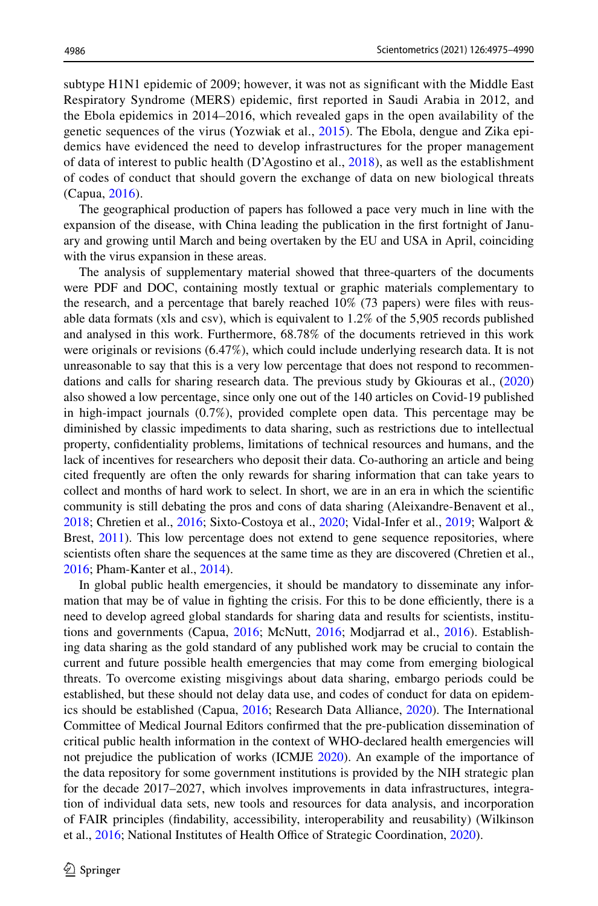subtype H1N1 epidemic of 2009; however, it was not as significant with the Middle East Respiratory Syndrome (MERS) epidemic, first reported in Saudi Arabia in 2012, and the Ebola epidemics in 2014–2016, which revealed gaps in the open availability of the genetic sequences of the virus (Yozwiak et al., 2015). The Ebola, dengue and Zika epidemics have evidenced the need to develop infrastructures for the proper management of data of interest to public health (D'Agostino et al., 2018), as well as the establishment of codes of conduct that should govern the exchange of data on new biological threats (Capua, 2016).

The geographical production of papers has followed a pace very much in line with the expansion of the disease, with China leading the publication in the first fortnight of January and growing until March and being overtaken by the EU and USA in April, coinciding with the virus expansion in these areas.

The analysis of supplementary material showed that three-quarters of the documents were PDF and DOC, containing mostly textual or graphic materials complementary to the research, and a percentage that barely reached 10% (73 papers) were files with reusable data formats (xls and csv), which is equivalent to 1.2% of the 5,905 records published and analysed in this work. Furthermore, 68.78% of the documents retrieved in this work were originals or revisions (6.47%), which could include underlying research data. It is not unreasonable to say that this is a very low percentage that does not respond to recommendations and calls for sharing research data. The previous study by Gkiouras et al., (2020) also showed a low percentage, since only one out of the 140 articles on Covid-19 published in high-impact journals (0.7%), provided complete open data. This percentage may be diminished by classic impediments to data sharing, such as restrictions due to intellectual property, confidentiality problems, limitations of technical resources and humans, and the lack of incentives for researchers who deposit their data. Co-authoring an article and being cited frequently are often the only rewards for sharing information that can take years to collect and months of hard work to select. In short, we are in an era in which the scientific community is still debating the pros and cons of data sharing (Aleixandre-Benavent et al., 2018; Chretien et al., 2016; Sixto-Costoya et al., 2020; Vidal-Infer et al., 2019; Walport & Brest, 2011). This low percentage does not extend to gene sequence repositories, where scientists often share the sequences at the same time as they are discovered (Chretien et al., 2016; Pham-Kanter et al., 2014).

In global public health emergencies, it should be mandatory to disseminate any information that may be of value in fighting the crisis. For this to be done efficiently, there is a need to develop agreed global standards for sharing data and results for scientists, institutions and governments (Capua, 2016; McNutt, 2016; Modjarrad et al., 2016). Establishing data sharing as the gold standard of any published work may be crucial to contain the current and future possible health emergencies that may come from emerging biological threats. To overcome existing misgivings about data sharing, embargo periods could be established, but these should not delay data use, and codes of conduct for data on epidemics should be established (Capua, 2016; Research Data Alliance, 2020). The International Committee of Medical Journal Editors confirmed that the pre-publication dissemination of critical public health information in the context of WHO-declared health emergencies will not prejudice the publication of works (ICMJE 2020). An example of the importance of the data repository for some government institutions is provided by the NIH strategic plan for the decade 2017–2027, which involves improvements in data infrastructures, integration of individual data sets, new tools and resources for data analysis, and incorporation of FAIR principles (findability, accessibility, interoperability and reusability) (Wilkinson et al., 2016; National Institutes of Health Office of Strategic Coordination, 2020).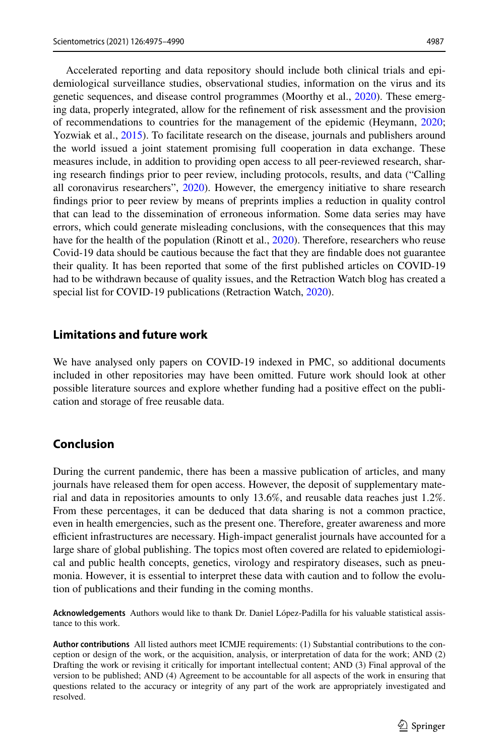Accelerated reporting and data repository should include both clinical trials and epidemiological surveillance studies, observational studies, information on the virus and its genetic sequences, and disease control programmes (Moorthy et al., 2020). These emerging data, properly integrated, allow for the refinement of risk assessment and the provision of recommendations to countries for the management of the epidemic (Heymann, 2020; Yozwiak et al., 2015). To facilitate research on the disease, journals and publishers around the world issued a joint statement promising full cooperation in data exchange. These measures include, in addition to providing open access to all peer-reviewed research, sharing research findings prior to peer review, including protocols, results, and data ("Calling all coronavirus researchers", 2020). However, the emergency initiative to share research findings prior to peer review by means of preprints implies a reduction in quality control that can lead to the dissemination of erroneous information. Some data series may have errors, which could generate misleading conclusions, with the consequences that this may have for the health of the population (Rinott et al., 2020). Therefore, researchers who reuse Covid-19 data should be cautious because the fact that they are findable does not guarantee their quality. It has been reported that some of the first published articles on COVID-19 had to be withdrawn because of quality issues, and the Retraction Watch blog has created a special list for COVID-19 publications (Retraction Watch, 2020).

## Limitations and future work

We have analysed only papers on COVID-19 indexed in PMC, so additional documents included in other repositories may have been omitted. Future work should look at other possible literature sources and explore whether funding had a positive effect on the publication and storage of free reusable data.

## Conclusion

During the current pandemic, there has been a massive publication of articles, and many journals have released them for open access. However, the deposit of supplementary material and data in repositories amounts to only 13.6%, and reusable data reaches just 1.2%. From these percentages, it can be deduced that data sharing is not a common practice, even in health emergencies, such as the present one. Therefore, greater awareness and more efficient infrastructures are necessary. High-impact generalist journals have accounted for a large share of global publishing. The topics most often covered are related to epidemiological and public health concepts, genetics, virology and respiratory diseases, such as pneumonia. However, it is essential to interpret these data with caution and to follow the evolution of publications and their funding in the coming months.

**Acknowledgements** Authors would like to thank Dr. Daniel López-Padilla for his valuable statistical assistance to this work.

**Author contributions** All listed authors meet ICMJE requirements: (1) Substantial contributions to the conception or design of the work, or the acquisition, analysis, or interpretation of data for the work; AND (2) Drafting the work or revising it critically for important intellectual content; AND (3) Final approval of the version to be published; AND (4) Agreement to be accountable for all aspects of the work in ensuring that questions related to the accuracy or integrity of any part of the work are appropriately investigated and resolved.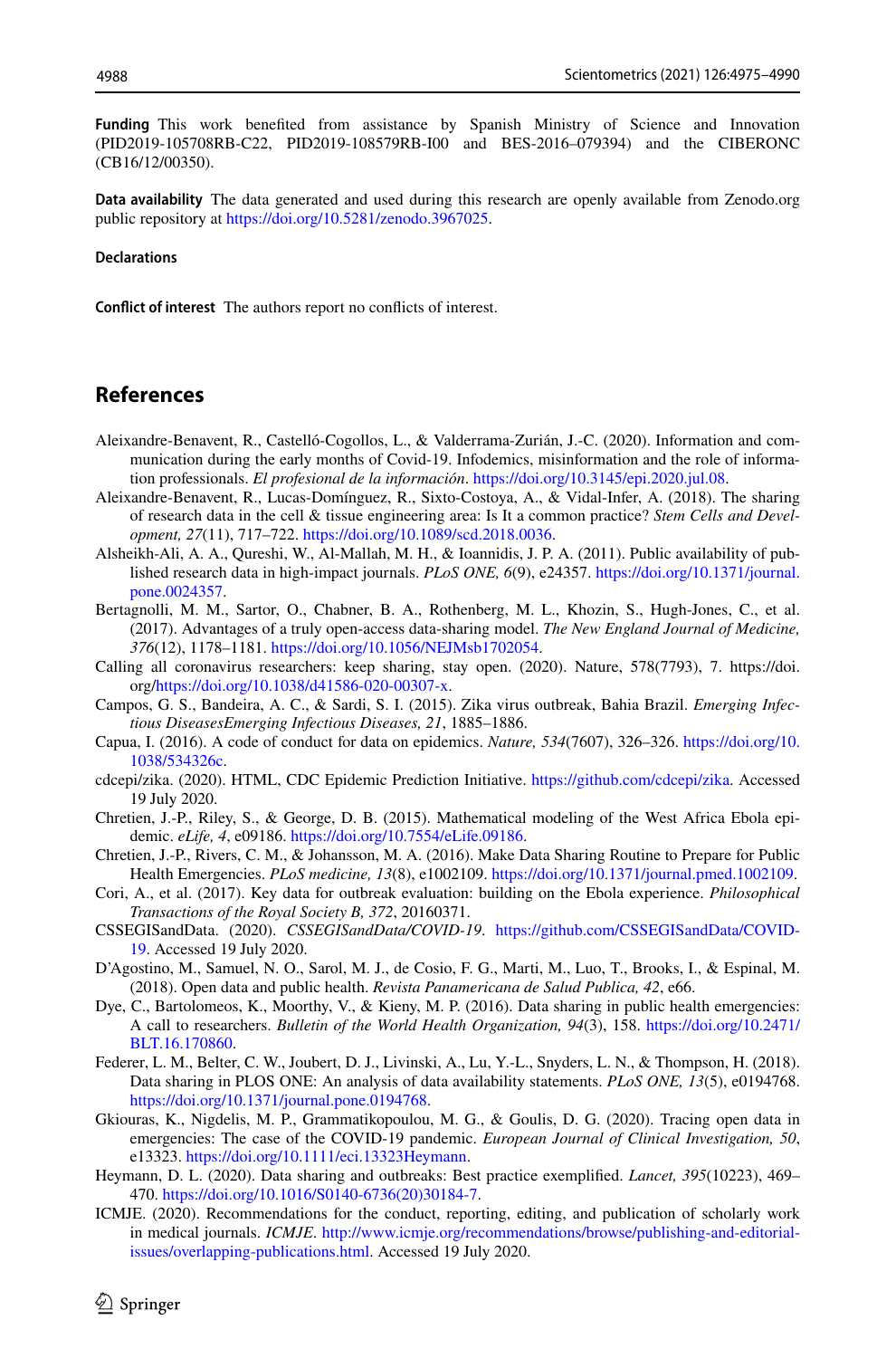**Funding** This work benefited from assistance by Spanish Ministry of Science and Innovation (PID2019-105708RB-C22, PID2019-108579RB-I00 and BES-2016–079394) and the CIBERONC (CB16/12/00350).

**Data availability** The data generated and used during this research are openly available from Zenodo.org public repository at https://doi.org/10.5281/zenodo.3967025.

**Declarations**

**Conflict of interest** The authors report no conflicts of interest.

## References

Aleixandre-Benavent, R., Castelló-Cogollos, L., & Valderrama-Zurián, J.-C. (2020). Information and communication during the early months of Covid-19. Infodemics, misinformation and the role of information professionals. *El profesional de la información*. https://doi.org/10.3145/epi.2020.jul.08.

Aleixandre-Benavent, R., Lucas-Domínguez, R., Sixto-Costoya, A., & Vidal-Infer, A. (2018). The sharing of research data in the cell & tissue engineering area: Is It a common practice? *Stem Cells and Development, 27*(11), 717–722. https://doi.org/10.1089/scd.2018.0036.

Alsheikh-Ali, A. A., Qureshi, W., Al-Mallah, M. H., & Ioannidis, J. P. A. (2011). Public availability of published research data in high-impact journals. *PLoS ONE, 6*(9), e24357. https://doi.org/10.1371/journal.pone.0024357.

Bertagnolli, M. M., Sartor, O., Chabner, B. A., Rothenberg, M. L., Khozin, S., Hugh-Jones, C., et al. (2017). Advantages of a truly open-access data-sharing model. *The New England Journal of Medicine, 376*(12), 1178–1181. https://doi.org/10.1056/NEJMsb1702054.

Calling all coronavirus researchers: keep sharing, stay open. (2020). Nature, 578(7793), 7. https://doi.org/https://doi.org/10.1038/d41586-020-00307-x.

Campos, G. S., Bandeira, A. C., & Sardi, S. I. (2015). Zika virus outbreak, Bahia Brazil. *Emerging Infectious DiseasesEmerging Infectious Diseases, 21*, 1885–1886.

Capua, I. (2016). A code of conduct for data on epidemics. *Nature, 534*(7607), 326–326. https://doi.org/10.1038/534326c.

cdcepi/zika. (2020). HTML, CDC Epidemic Prediction Initiative. https://github.com/cdcepi/zika. Accessed 19 July 2020.

Chretien, J.-P., Riley, S., & George, D. B. (2015). Mathematical modeling of the West Africa Ebola epidemic. *eLife, 4*, e09186. https://doi.org/10.7554/eLife.09186.

Chretien, J.-P., Rivers, C. M., & Johansson, M. A. (2016). Make Data Sharing Routine to Prepare for Public Health Emergencies. *PLoS medicine, 13*(8), e1002109. https://doi.org/10.1371/journal.pmed.1002109.

Cori, A., et al. (2017). Key data for outbreak evaluation: building on the Ebola experience. *Philosophical Transactions of the Royal Society B, 372*, 20160371.

CSSEGISandData. (2020). *CSSEGISandData/COVID-19*. https://github.com/CSSEGISandData/COVID-19. Accessed 19 July 2020.

D'Agostino, M., Samuel, N. O., Sarol, M. J., de Cosio, F. G., Marti, M., Luo, T., Brooks, I., & Espinal, M. (2018). Open data and public health. *Revista Panamericana de Salud Publica, 42*, e66.

Dye, C., Bartolomeos, K., Moorthy, V., & Kieny, M. P. (2016). Data sharing in public health emergencies: A call to researchers. *Bulletin of the World Health Organization, 94*(3), 158. https://doi.org/10.2471/BLT.16.170860.

Federer, L. M., Belter, C. W., Joubert, D. J., Livinski, A., Lu, Y.-L., Snyders, L. N., & Thompson, H. (2018). Data sharing in PLOS ONE: An analysis of data availability statements. *PLoS ONE, 13*(5), e0194768. https://doi.org/10.1371/journal.pone.0194768.

Gkiouras, K., Nigdelis, M. P., Grammatikopoulou, M. G., & Goulis, D. G. (2020). Tracing open data in emergencies: The case of the COVID-19 pandemic. *European Journal of Clinical Investigation, 50*, e13323. https://doi.org/10.1111/eci.13323Heymann.

Heymann, D. L. (2020). Data sharing and outbreaks: Best practice exemplified. *Lancet, 395*(10223), 469–470. https://doi.org/10.1016/S0140-6736(20)30184-7.

ICMJE. (2020). Recommendations for the conduct, reporting, editing, and publication of scholarly work in medical journals. *ICMJE*. http://www.icmje.org/recommendations/browse/publishing-and-editorial-issues/overlapping-publications.html. Accessed 19 July 2020.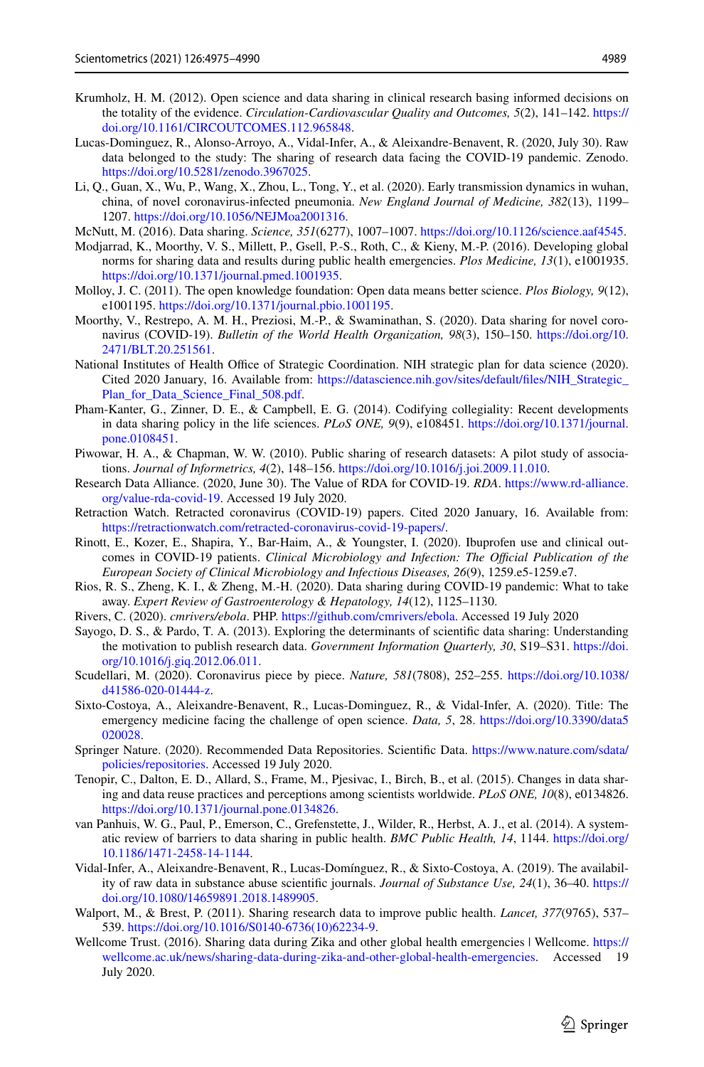Krumholz, H. M. (2012). Open science and data sharing in clinical research basing informed decisions on the totality of the evidence. *Circulation-Cardiovascular Quality and Outcomes, 5*(2), 141–142. https://doi.org/10.1161/CIRCOUTCOMES.112.965848.

Lucas-Dominguez, R., Alonso-Arroyo, A., Vidal-Infer, A., & Aleixandre-Benavent, R. (2020, July 30). Raw data belonged to the study: The sharing of research data facing the COVID-19 pandemic. Zenodo. https://doi.org/10.5281/zenodo.3967025.

Li, Q., Guan, X., Wu, P., Wang, X., Zhou, L., Tong, Y., et al. (2020). Early transmission dynamics in wuhan, china, of novel coronavirus-infected pneumonia. *New England Journal of Medicine, 382*(13), 1199–1207. https://doi.org/10.1056/NEJMoa2001316.

McNutt, M. (2016). Data sharing. *Science, 351*(6277), 1007–1007. https://doi.org/10.1126/science.aaf4545.

Modjarrad, K., Moorthy, V. S., Millett, P., Gsell, P.-S., Roth, C., & Kieny, M.-P. (2016). Developing global norms for sharing data and results during public health emergencies. *Plos Medicine, 13*(1), e1001935. https://doi.org/10.1371/journal.pmed.1001935.

Molloy, J. C. (2011). The open knowledge foundation: Open data means better science. *Plos Biology, 9*(12), e1001195. https://doi.org/10.1371/journal.pbio.1001195.

Moorthy, V., Restrepo, A. M. H., Preziosi, M.-P., & Swaminathan, S. (2020). Data sharing for novel coronavirus (COVID-19). *Bulletin of the World Health Organization, 98*(3), 150–150. https://doi.org/10.2471/BLT.20.251561.

National Institutes of Health Office of Strategic Coordination. NIH strategic plan for data science (2020). Cited 2020 January, 16. Available from: https://datascience.nih.gov/sites/default/files/NIH_Strategic_Plan_for_Data_Science_Final_508.pdf.

Pham-Kanter, G., Zinner, D. E., & Campbell, E. G. (2014). Codifying collegiality: Recent developments in data sharing policy in the life sciences. *PLoS ONE, 9*(9), e108451. https://doi.org/10.1371/journal.pone.0108451.

Piwowar, H. A., & Chapman, W. W. (2010). Public sharing of research datasets: A pilot study of associations. *Journal of Informetrics, 4*(2), 148–156. https://doi.org/10.1016/j.joi.2009.11.010.

Research Data Alliance. (2020, June 30). The Value of RDA for COVID-19. *RDA*. https://www.rd-alliance.org/value-rda-covid-19. Accessed 19 July 2020.

Retraction Watch. Retracted coronavirus (COVID-19) papers. Cited 2020 January, 16. Available from: https://retractionwatch.com/retracted-coronavirus-covid-19-papers/.

Rinott, E., Kozer, E., Shapira, Y., Bar-Haim, A., & Youngster, I. (2020). Ibuprofen use and clinical outcomes in COVID-19 patients. *Clinical Microbiology and Infection: The Official Publication of the European Society of Clinical Microbiology and Infectious Diseases, 26*(9), 1259.e5-1259.e7.

Rios, R. S., Zheng, K. I., & Zheng, M.-H. (2020). Data sharing during COVID-19 pandemic: What to take away. *Expert Review of Gastroenterology & Hepatology, 14*(12), 1125–1130.

Rivers, C. (2020). *cmrivers/ebola*. PHP. https://github.com/cmrivers/ebola. Accessed 19 July 2020

Sayogo, D. S., & Pardo, T. A. (2013). Exploring the determinants of scientific data sharing: Understanding the motivation to publish research data. *Government Information Quarterly, 30*, S19–S31. https://doi.org/10.1016/j.giq.2012.06.011.

Scudellari, M. (2020). Coronavirus piece by piece. *Nature, 581*(7808), 252–255. https://doi.org/10.1038/d41586-020-01444-z.

Sixto-Costoya, A., Aleixandre-Benavent, R., Lucas-Dominguez, R., & Vidal-Infer, A. (2020). Title: The emergency medicine facing the challenge of open science. *Data, 5*, 28. https://doi.org/10.3390/data5020028.

Springer Nature. (2020). Recommended Data Repositories. Scientific Data. https://www.nature.com/sdata/policies/repositories. Accessed 19 July 2020.

Tenopir, C., Dalton, E. D., Allard, S., Frame, M., Pjesivac, I., Birch, B., et al. (2015). Changes in data sharing and data reuse practices and perceptions among scientists worldwide. *PLoS ONE, 10*(8), e0134826. https://doi.org/10.1371/journal.pone.0134826.

van Panhuis, W. G., Paul, P., Emerson, C., Grefenstette, J., Wilder, R., Herbst, A. J., et al. (2014). A systematic review of barriers to data sharing in public health. *BMC Public Health, 14*, 1144. https://doi.org/10.1186/1471-2458-14-1144.

Vidal-Infer, A., Aleixandre-Benavent, R., Lucas-Domínguez, R., & Sixto-Costoya, A. (2019). The availability of raw data in substance abuse scientific journals. *Journal of Substance Use, 24*(1), 36–40. https://doi.org/10.1080/14659891.2018.1489905.

Walport, M., & Brest, P. (2011). Sharing research data to improve public health. *Lancet, 377*(9765), 537–539. https://doi.org/10.1016/S0140-6736(10)62234-9.

Wellcome Trust. (2016). Sharing data during Zika and other global health emergencies | Wellcome. https://wellcome.ac.uk/news/sharing-data-during-zika-and-other-global-health-emergencies. Accessed 19 July 2020.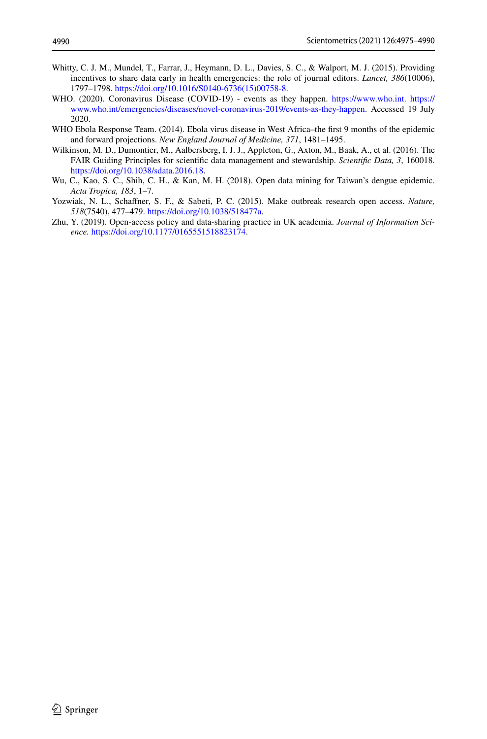Whitty, C. J. M., Mundel, T., Farrar, J., Heymann, D. L., Davies, S. C., & Walport, M. J. (2015). Providing incentives to share data early in health emergencies: the role of journal editors. *Lancet, 386*(10006), 1797–1798. https://doi.org/10.1016/S0140-6736(15)00758-8.

WHO. (2020). Coronavirus Disease (COVID-19) - events as they happen. https://www.who.int. https://www.who.int/emergencies/diseases/novel-coronavirus-2019/events-as-they-happen. Accessed 19 July 2020.

WHO Ebola Response Team. (2014). Ebola virus disease in West Africa–the first 9 months of the epidemic and forward projections. *New England Journal of Medicine, 371*, 1481–1495.

Wilkinson, M. D., Dumontier, M., Aalbersberg, I. J. J., Appleton, G., Axton, M., Baak, A., et al. (2016). The FAIR Guiding Principles for scientific data management and stewardship. *Scientific Data, 3*, 160018. https://doi.org/10.1038/sdata.2016.18.

Wu, C., Kao, S. C., Shih, C. H., & Kan, M. H. (2018). Open data mining for Taiwan's dengue epidemic. *Acta Tropica, 183*, 1–7.

Yozwiak, N. L., Schaffner, S. F., & Sabeti, P. C. (2015). Make outbreak research open access. *Nature, 518*(7540), 477–479. https://doi.org/10.1038/518477a.

Zhu, Y. (2019). Open-access policy and data-sharing practice in UK academia. *Journal of Information Science*. https://doi.org/10.1177/0165551518823174.